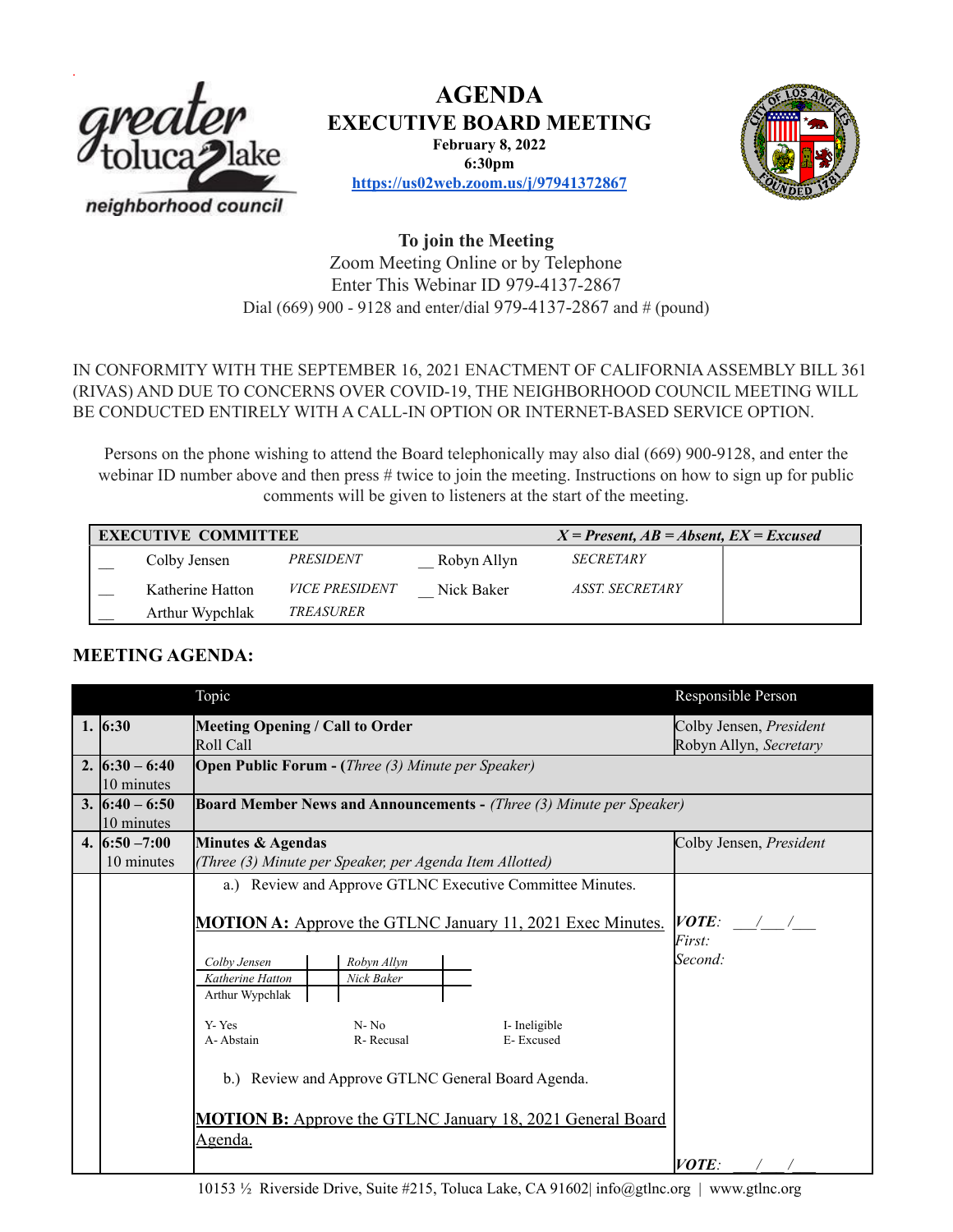# AGENDA
## EXECUTIVE BOARD MEETING

**February 8, 2022**
**6:30pm**
**https://us02web.zoom.us/j/97941372867**

**To join the Meeting**
Zoom Meeting Online or by Telephone
Enter This Webinar ID 979-4137-2867
Dial (669) 900 - 9128 and enter/dial 979-4137-2867 and # (pound)

IN CONFORMITY WITH THE SEPTEMBER 16, 2021 ENACTMENT OF CALIFORNIA ASSEMBLY BILL 361 (RIVAS) AND DUE TO CONCERNS OVER COVID-19, THE NEIGHBORHOOD COUNCIL MEETING WILL BE CONDUCTED ENTIRELY WITH A CALL-IN OPTION OR INTERNET-BASED SERVICE OPTION.

Persons on the phone wishing to attend the Board telephonically may also dial (669) 900-9128, and enter the webinar ID number above and then press # twice to join the meeting. Instructions on how to sign up for public comments will be given to listeners at the start of the meeting.

| **EXECUTIVE COMMITTEE** | | | | | ***X = Present, AB = Absent, EX = Excused*** |
|---|---|---|---|---|---|
| __ | Colby Jensen | *PRESIDENT* | __ Robyn Allyn | *SECRETARY* | |
| __ | Katherine Hatton | *VICE PRESIDENT* | __ Nick Baker | *ASST. SECRETARY* | |
| __ | Arthur Wypchlak | *TREASURER* | | | |

## MEETING AGENDA:

| | | Topic | Responsible Person |
|---|---|---|---|
| 1. | 6:30 | **Meeting Opening / Call to Order**<br>Roll Call | Colby Jensen, *President*<br>Robyn Allyn, *Secretary* |
| 2. | 6:30 – 6:40<br>10 minutes | **Open Public Forum - (***Three (3) Minute per Speaker)* | |
| 3. | 6:40 – 6:50<br>10 minutes | **Board Member News and Announcements -** *(Three (3) Minute per Speaker)* | |
| 4. | 6:50 –7:00<br>10 minutes | **Minutes & Agendas**<br>*(Three (3) Minute per Speaker, per Agenda Item Allotted)* | Colby Jensen, *President* |
| | | a.) Review and Approve GTLNC Executive Committee Minutes.<br><br>**MOTION A:** Approve the GTLNC January 11, 2021 Exec Minutes.<br><br>*Colby Jensen* \| \| *Robyn Allyn* \|<br>*Katherine Hatton* \| \| *Nick Baker* \|<br>Arthur Wypchlak \| \| \|<br><br>Y- Yes N- No I- Ineligible<br>A- Abstain R- Recusal E- Excused<br><br>b.) Review and Approve GTLNC General Board Agenda.<br><br>**MOTION B:** Approve the GTLNC January 18, 2021 General Board Agenda. | ***VOTE***: ___/___/___<br>*First:*<br>*Second:*<br><br><br><br><br><br><br><br><br>***VOTE***: ___/___/___ |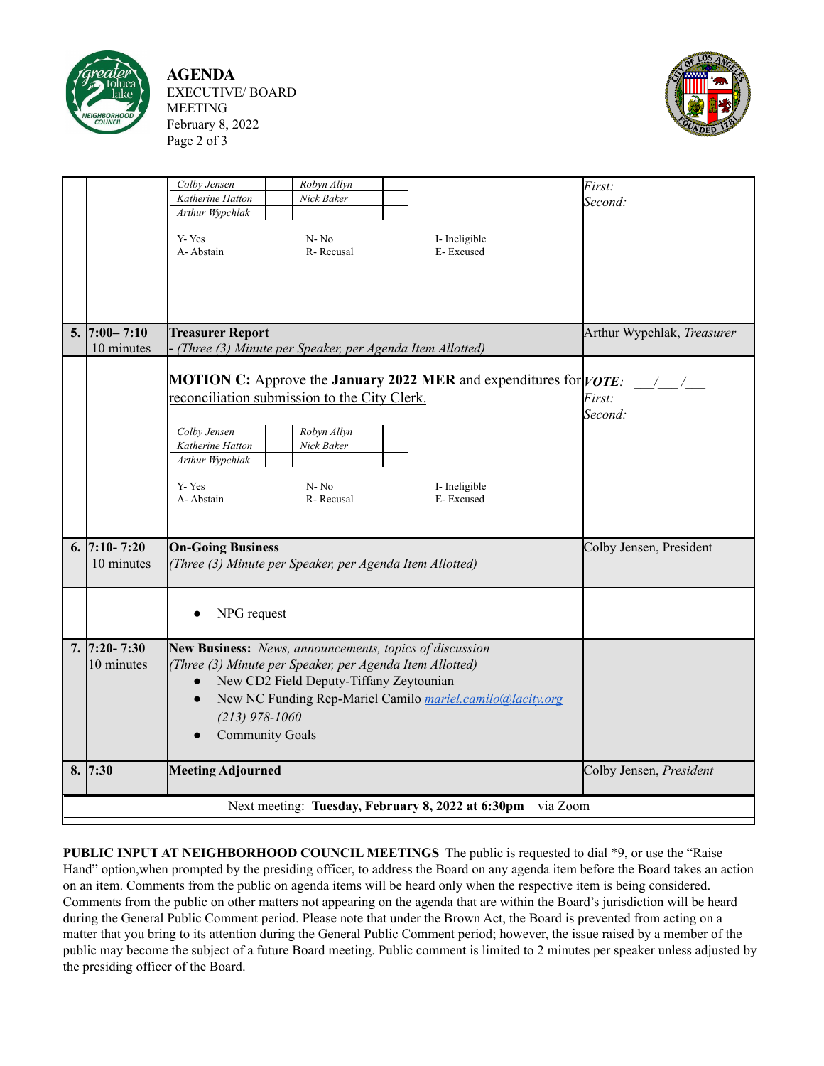| | | | |
|---|---|---|---|
| | | Colby Jensen / Robyn Allyn<br>Katherine Hatton / Nick Baker<br>Arthur Wypchlak<br><br>Y- Yes N- No I- Ineligible<br>A- Abstain R- Recusal E- Excused | First:<br>Second: |
| 5. | 7:00– 7:10<br>10 minutes | **Treasurer Report**<br>- *(Three (3) Minute per Speaker, per Agenda Item Allotted)* | Arthur Wypchlak, *Treasurer* |
| | | **MOTION C:** Approve the **January 2022 MER** and expenditures for reconciliation submission to the City Clerk.<br><br>Colby Jensen / Robyn Allyn<br>Katherine Hatton / Nick Baker<br>Arthur Wypchlak<br><br>Y- Yes N- No I- Ineligible<br>A- Abstain R- Recusal E- Excused | ***VOTE***: \_\_\_/\_\_\_/\_\_\_<br>*First:*<br>*Second:* |
| 6. | 7:10- 7:20<br>10 minutes | **On-Going Business**<br>*(Three (3) Minute per Speaker, per Agenda Item Allotted)* | Colby Jensen, President |
| | | • NPG request | |
| 7. | 7:20- 7:30<br>10 minutes | **New Business:** *News, announcements, topics of discussion*<br>*(Three (3) Minute per Speaker, per Agenda Item Allotted)*<br>• New CD2 Field Deputy-Tiffany Zeytounian<br>• New NC Funding Rep-Mariel Camilo *mariel.camilo@lacity.org (213) 978-1060*<br>• Community Goals | |
| 8. | 7:30 | **Meeting Adjourned** | Colby Jensen, *President* |

Next meeting: **Tuesday, February 8, 2022 at 6:30pm** – via Zoom

**PUBLIC INPUT AT NEIGHBORHOOD COUNCIL MEETINGS** The public is requested to dial *9, or use the "Raise Hand" option,when prompted by the presiding officer, to address the Board on any agenda item before the Board takes an action on an item. Comments from the public on agenda items will be heard only when the respective item is being considered. Comments from the public on other matters not appearing on the agenda that are within the Board's jurisdiction will be heard during the General Public Comment period. Please note that under the Brown Act, the Board is prevented from acting on a matter that you bring to its attention during the General Public Comment period; however, the issue raised by a member of the public may become the subject of a future Board meeting. Public comment is limited to 2 minutes per speaker unless adjusted by the presiding officer of the Board.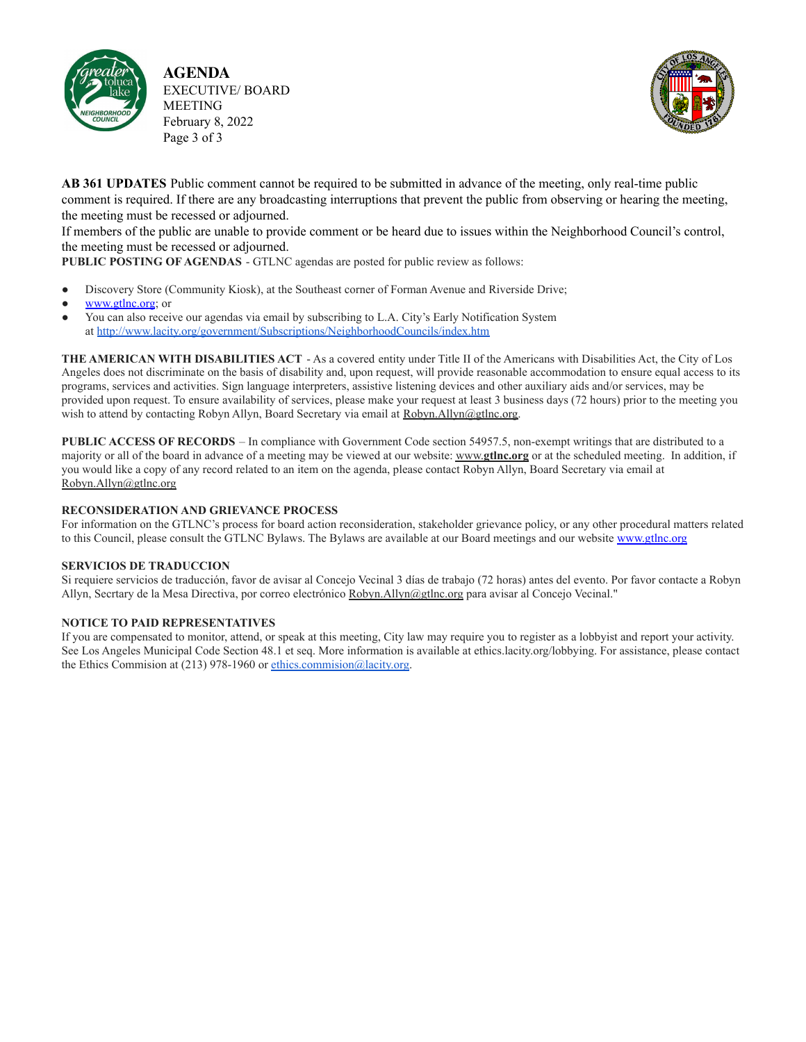**AB 361 UPDATES** Public comment cannot be required to be submitted in advance of the meeting, only real-time public comment is required. If there are any broadcasting interruptions that prevent the public from observing or hearing the meeting, the meeting must be recessed or adjourned.

If members of the public are unable to provide comment or be heard due to issues within the Neighborhood Council's control, the meeting must be recessed or adjourned.

**PUBLIC POSTING OF AGENDAS** - GTLNC agendas are posted for public review as follows:

- Discovery Store (Community Kiosk), at the Southeast corner of Forman Avenue and Riverside Drive;
- www.gtlnc.org; or
- You can also receive our agendas via email by subscribing to L.A. City's Early Notification System at http://www.lacity.org/government/Subscriptions/NeighborhoodCouncils/index.htm

**THE AMERICAN WITH DISABILITIES ACT** - As a covered entity under Title II of the Americans with Disabilities Act, the City of Los Angeles does not discriminate on the basis of disability and, upon request, will provide reasonable accommodation to ensure equal access to its programs, services and activities. Sign language interpreters, assistive listening devices and other auxiliary aids and/or services, may be provided upon request. To ensure availability of services, please make your request at least 3 business days (72 hours) prior to the meeting you wish to attend by contacting Robyn Allyn, Board Secretary via email at Robyn.Allyn@gtlnc.org.

**PUBLIC ACCESS OF RECORDS** – In compliance with Government Code section 54957.5, non-exempt writings that are distributed to a majority or all of the board in advance of a meeting may be viewed at our website: www.**gtlnc.org** or at the scheduled meeting. In addition, if you would like a copy of any record related to an item on the agenda, please contact Robyn Allyn, Board Secretary via email at Robyn.Allyn@gtlnc.org

**RECONSIDERATION AND GRIEVANCE PROCESS**

For information on the GTLNC's process for board action reconsideration, stakeholder grievance policy, or any other procedural matters related to this Council, please consult the GTLNC Bylaws. The Bylaws are available at our Board meetings and our website www.gtlnc.org

**SERVICIOS DE TRADUCCION**

Si requiere servicios de traducción, favor de avisar al Concejo Vecinal 3 días de trabajo (72 horas) antes del evento. Por favor contacte a Robyn Allyn, Secrtary de la Mesa Directiva, por correo electrónico Robyn.Allyn@gtlnc.org para avisar al Concejo Vecinal."

**NOTICE TO PAID REPRESENTATIVES**

If you are compensated to monitor, attend, or speak at this meeting, City law may require you to register as a lobbyist and report your activity. See Los Angeles Municipal Code Section 48.1 et seq. More information is available at ethics.lacity.org/lobbying. For assistance, please contact the Ethics Commision at (213) 978-1960 or ethics.commision@lacity.org.